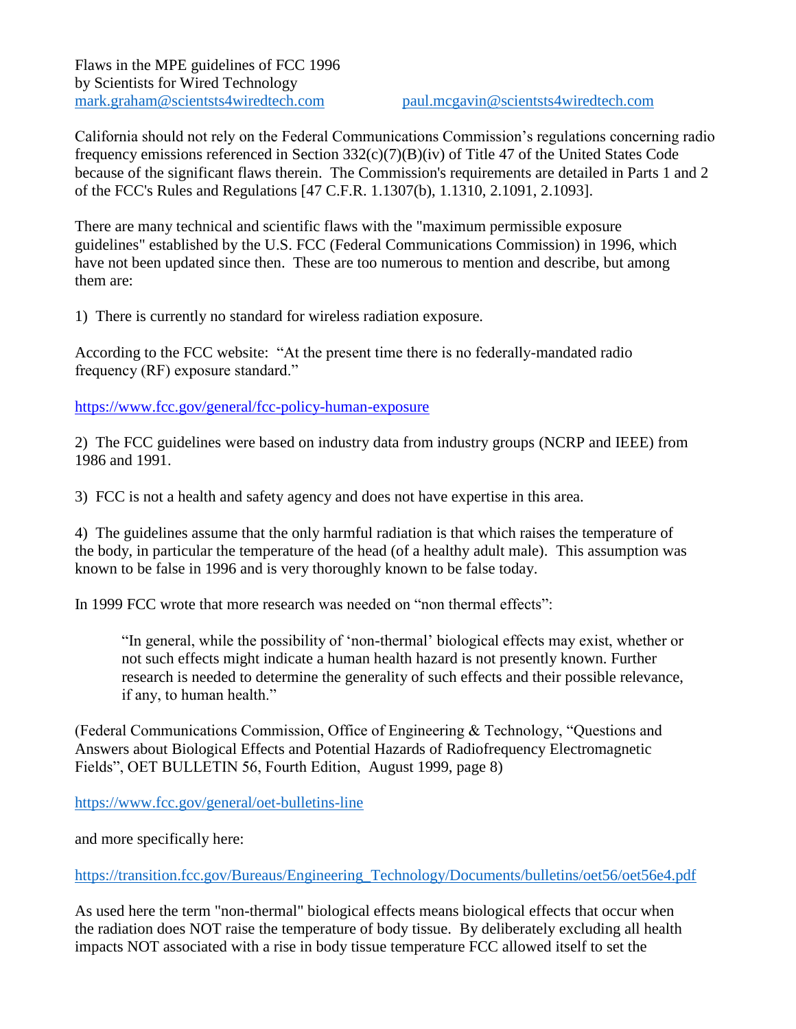Flaws in the MPE guidelines of FCC 1996
by Scientists for Wired Technology
mark.graham@scientsts4wiredtech.com paul.mcgavin@scientsts4wiredtech.com

California should not rely on the Federal Communications Commission's regulations concerning radio frequency emissions referenced in Section 332(c)(7)(B)(iv) of Title 47 of the United States Code because of the significant flaws therein. The Commission's requirements are detailed in Parts 1 and 2 of the FCC's Rules and Regulations [47 C.F.R. 1.1307(b), 1.1310, 2.1091, 2.1093].

There are many technical and scientific flaws with the "maximum permissible exposure guidelines" established by the U.S. FCC (Federal Communications Commission) in 1996, which have not been updated since then. These are too numerous to mention and describe, but among them are:

1) There is currently no standard for wireless radiation exposure.

According to the FCC website: "At the present time there is no federally-mandated radio frequency (RF) exposure standard."

https://www.fcc.gov/general/fcc-policy-human-exposure

2) The FCC guidelines were based on industry data from industry groups (NCRP and IEEE) from 1986 and 1991.

3) FCC is not a health and safety agency and does not have expertise in this area.

4) The guidelines assume that the only harmful radiation is that which raises the temperature of the body, in particular the temperature of the head (of a healthy adult male). This assumption was known to be false in 1996 and is very thoroughly known to be false today.

In 1999 FCC wrote that more research was needed on "non thermal effects":

> "In general, while the possibility of 'non-thermal' biological effects may exist, whether or not such effects might indicate a human health hazard is not presently known. Further research is needed to determine the generality of such effects and their possible relevance, if any, to human health."

(Federal Communications Commission, Office of Engineering & Technology, "Questions and Answers about Biological Effects and Potential Hazards of Radiofrequency Electromagnetic Fields", OET BULLETIN 56, Fourth Edition, August 1999, page 8)

https://www.fcc.gov/general/oet-bulletins-line

and more specifically here:

https://transition.fcc.gov/Bureaus/Engineering_Technology/Documents/bulletins/oet56/oet56e4.pdf

As used here the term "non-thermal" biological effects means biological effects that occur when the radiation does NOT raise the temperature of body tissue. By deliberately excluding all health impacts NOT associated with a rise in body tissue temperature FCC allowed itself to set the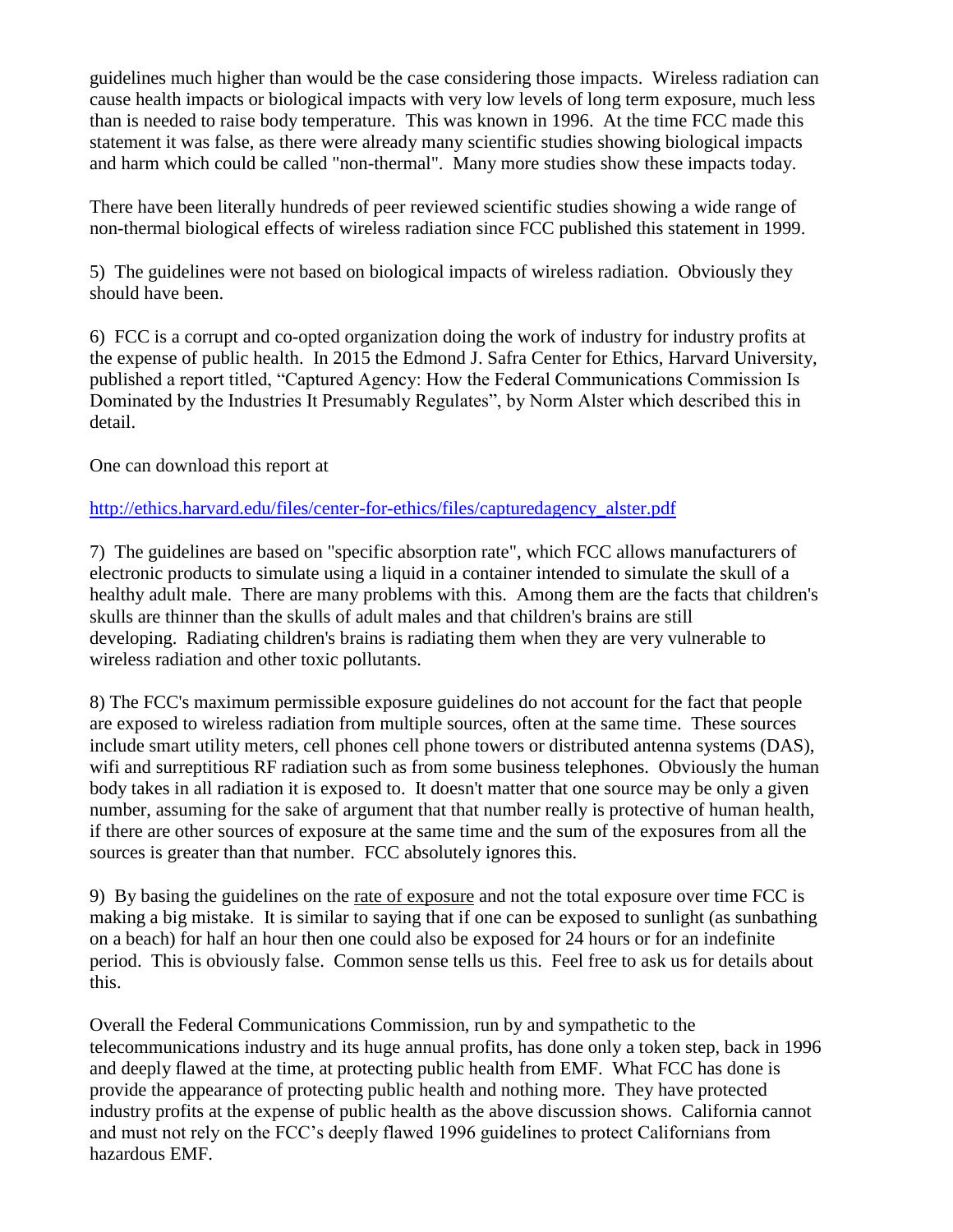guidelines much higher than would be the case considering those impacts. Wireless radiation can cause health impacts or biological impacts with very low levels of long term exposure, much less than is needed to raise body temperature. This was known in 1996. At the time FCC made this statement it was false, as there were already many scientific studies showing biological impacts and harm which could be called "non-thermal". Many more studies show these impacts today.

There have been literally hundreds of peer reviewed scientific studies showing a wide range of non-thermal biological effects of wireless radiation since FCC published this statement in 1999.

5) The guidelines were not based on biological impacts of wireless radiation. Obviously they should have been.

6) FCC is a corrupt and co-opted organization doing the work of industry for industry profits at the expense of public health. In 2015 the Edmond J. Safra Center for Ethics, Harvard University, published a report titled, "Captured Agency: How the Federal Communications Commission Is Dominated by the Industries It Presumably Regulates", by Norm Alster which described this in detail.

One can download this report at

http://ethics.harvard.edu/files/center-for-ethics/files/capturedagency_alster.pdf

7) The guidelines are based on "specific absorption rate", which FCC allows manufacturers of electronic products to simulate using a liquid in a container intended to simulate the skull of a healthy adult male. There are many problems with this. Among them are the facts that children's skulls are thinner than the skulls of adult males and that children's brains are still developing. Radiating children's brains is radiating them when they are very vulnerable to wireless radiation and other toxic pollutants.

8) The FCC's maximum permissible exposure guidelines do not account for the fact that people are exposed to wireless radiation from multiple sources, often at the same time. These sources include smart utility meters, cell phones cell phone towers or distributed antenna systems (DAS), wifi and surreptitious RF radiation such as from some business telephones. Obviously the human body takes in all radiation it is exposed to. It doesn't matter that one source may be only a given number, assuming for the sake of argument that that number really is protective of human health, if there are other sources of exposure at the same time and the sum of the exposures from all the sources is greater than that number. FCC absolutely ignores this.

9) By basing the guidelines on the <u>rate of exposure</u> and not the total exposure over time FCC is making a big mistake. It is similar to saying that if one can be exposed to sunlight (as sunbathing on a beach) for half an hour then one could also be exposed for 24 hours or for an indefinite period. This is obviously false. Common sense tells us this. Feel free to ask us for details about this.

Overall the Federal Communications Commission, run by and sympathetic to the telecommunications industry and its huge annual profits, has done only a token step, back in 1996 and deeply flawed at the time, at protecting public health from EMF. What FCC has done is provide the appearance of protecting public health and nothing more. They have protected industry profits at the expense of public health as the above discussion shows. California cannot and must not rely on the FCC's deeply flawed 1996 guidelines to protect Californians from hazardous EMF.